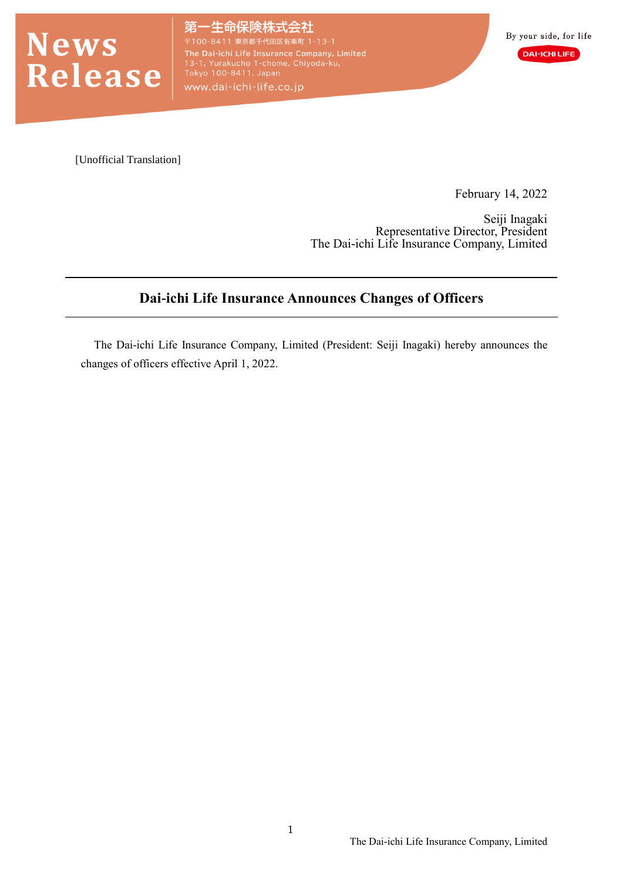News Release

第一生命保険株式会社
〒100-8411 東京都千代田区有楽町 1-13-1
The Dai-ichi Life Insurance Company, Limited
13-1, Yurakucho 1-chome, Chiyoda-ku,
Tokyo 100-8411, Japan
www.dai-ichi-life.co.jp

By your side, for life
DAI-ICHI LIFE

[Unofficial Translation]

February 14, 2022

Seiji Inagaki
Representative Director, President
The Dai-ichi Life Insurance Company, Limited

## Dai-ichi Life Insurance Announces Changes of Officers

The Dai-ichi Life Insurance Company, Limited (President: Seiji Inagaki) hereby announces the changes of officers effective April 1, 2022.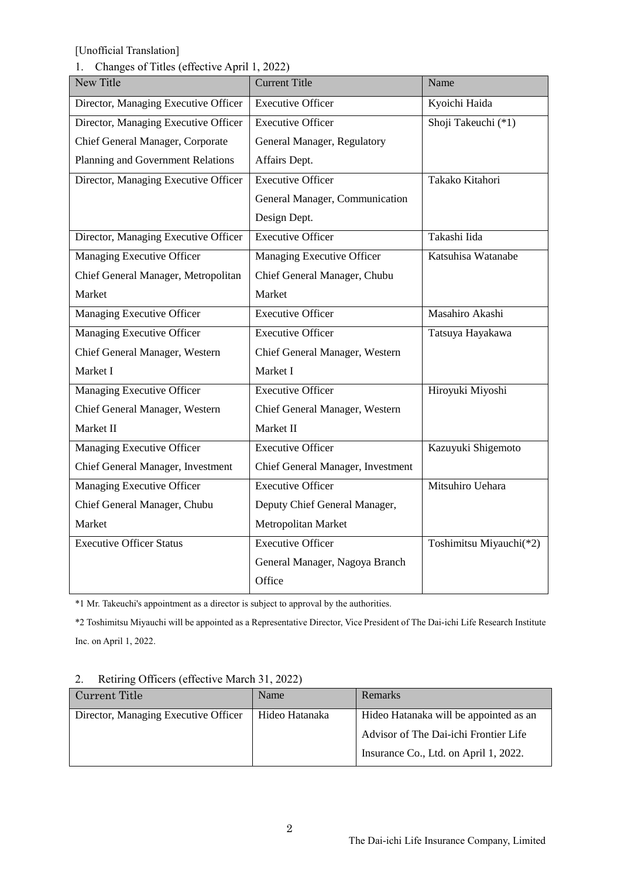[Unofficial Translation]

1. Changes of Titles (effective April 1, 2022)

| New Title | Current Title | Name |
|---|---|---|
| Director, Managing Executive Officer | Executive Officer | Kyoichi Haida |
| Director, Managing Executive Officer<br>Chief General Manager, Corporate Planning and Government Relations | Executive Officer<br>General Manager, Regulatory Affairs Dept. | Shoji Takeuchi (*1) |
| Director, Managing Executive Officer | Executive Officer<br>General Manager, Communication Design Dept. | Takako Kitahori |
| Director, Managing Executive Officer | Executive Officer | Takashi Iida |
| Managing Executive Officer<br>Chief General Manager, Metropolitan Market | Managing Executive Officer<br>Chief General Manager, Chubu Market | Katsuhisa Watanabe |
| Managing Executive Officer | Executive Officer | Masahiro Akashi |
| Managing Executive Officer<br>Chief General Manager, Western Market I | Executive Officer<br>Chief General Manager, Western Market I | Tatsuya Hayakawa |
| Managing Executive Officer<br>Chief General Manager, Western Market II | Executive Officer<br>Chief General Manager, Western Market II | Hiroyuki Miyoshi |
| Managing Executive Officer<br>Chief General Manager, Investment | Executive Officer<br>Chief General Manager, Investment | Kazuyuki Shigemoto |
| Managing Executive Officer<br>Chief General Manager, Chubu Market | Executive Officer<br>Deputy Chief General Manager, Metropolitan Market | Mitsuhiro Uehara |
| Executive Officer Status | Executive Officer<br>General Manager, Nagoya Branch Office | Toshimitsu Miyauchi(*2) |

*1 Mr. Takeuchi's appointment as a director is subject to approval by the authorities.

*2 Toshimitsu Miyauchi will be appointed as a Representative Director, Vice President of The Dai-ichi Life Research Institute Inc. on April 1, 2022.

2. Retiring Officers (effective March 31, 2022)

| Current Title | Name | Remarks |
|---|---|---|
| Director, Managing Executive Officer | Hideo Hatanaka | Hideo Hatanaka will be appointed as an Advisor of The Dai-ichi Frontier Life Insurance Co., Ltd. on April 1, 2022. |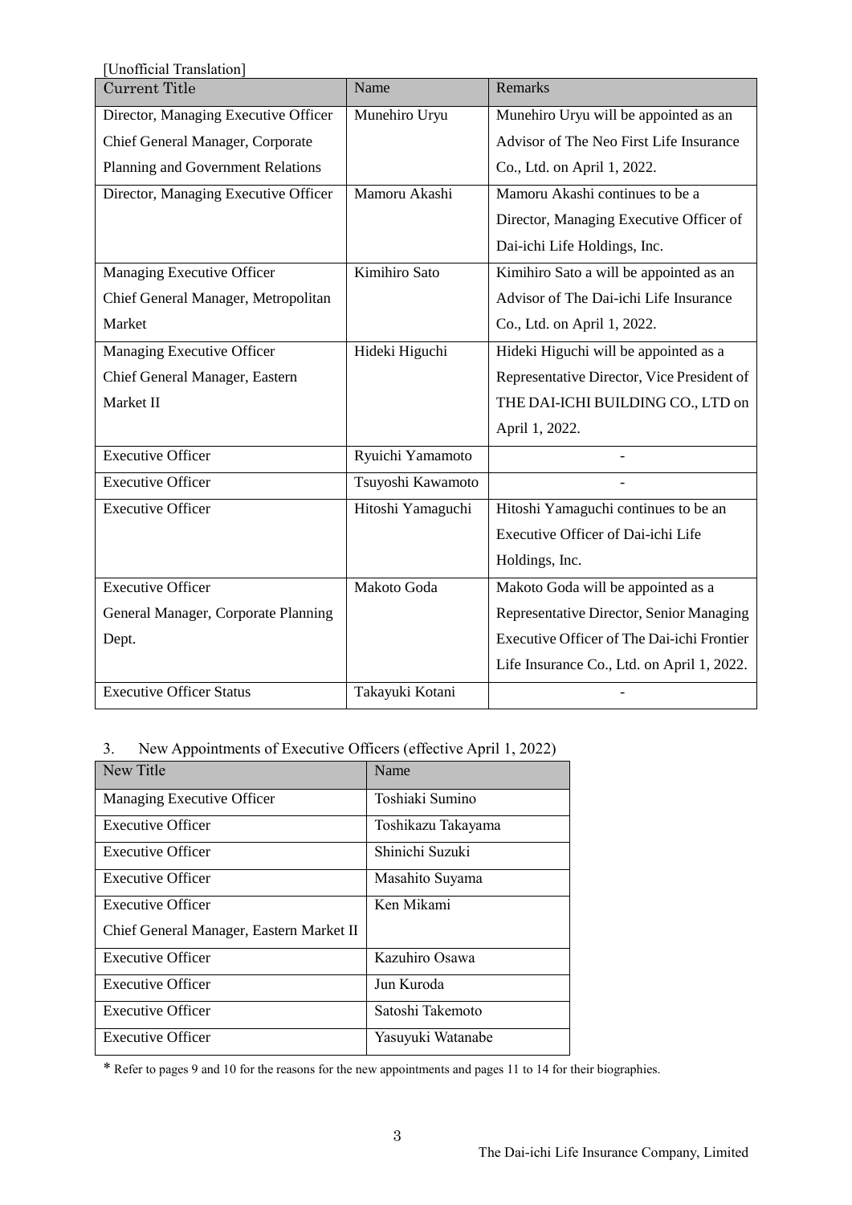[Unofficial Translation]

| Current Title | Name | Remarks |
|---|---|---|
| Director, Managing Executive Officer Chief General Manager, Corporate Planning and Government Relations | Munehiro Uryu | Munehiro Uryu will be appointed as an Advisor of The Neo First Life Insurance Co., Ltd. on April 1, 2022. |
| Director, Managing Executive Officer | Mamoru Akashi | Mamoru Akashi continues to be a Director, Managing Executive Officer of Dai-ichi Life Holdings, Inc. |
| Managing Executive Officer Chief General Manager, Metropolitan Market | Kimihiro Sato | Kimihiro Sato a will be appointed as an Advisor of The Dai-ichi Life Insurance Co., Ltd. on April 1, 2022. |
| Managing Executive Officer Chief General Manager, Eastern Market II | Hideki Higuchi | Hideki Higuchi will be appointed as a Representative Director, Vice President of THE DAI-ICHI BUILDING CO., LTD on April 1, 2022. |
| Executive Officer | Ryuichi Yamamoto | - |
| Executive Officer | Tsuyoshi Kawamoto | - |
| Executive Officer | Hitoshi Yamaguchi | Hitoshi Yamaguchi continues to be an Executive Officer of Dai-ichi Life Holdings, Inc. |
| Executive Officer General Manager, Corporate Planning Dept. | Makoto Goda | Makoto Goda will be appointed as a Representative Director, Senior Managing Executive Officer of The Dai-ichi Frontier Life Insurance Co., Ltd. on April 1, 2022. |
| Executive Officer Status | Takayuki Kotani | - |

3. New Appointments of Executive Officers (effective April 1, 2022)

| New Title | Name |
|---|---|
| Managing Executive Officer | Toshiaki Sumino |
| Executive Officer | Toshikazu Takayama |
| Executive Officer | Shinichi Suzuki |
| Executive Officer | Masahito Suyama |
| Executive Officer Chief General Manager, Eastern Market II | Ken Mikami |
| Executive Officer | Kazuhiro Osawa |
| Executive Officer | Jun Kuroda |
| Executive Officer | Satoshi Takemoto |
| Executive Officer | Yasuyuki Watanabe |

* Refer to pages 9 and 10 for the reasons for the new appointments and pages 11 to 14 for their biographies.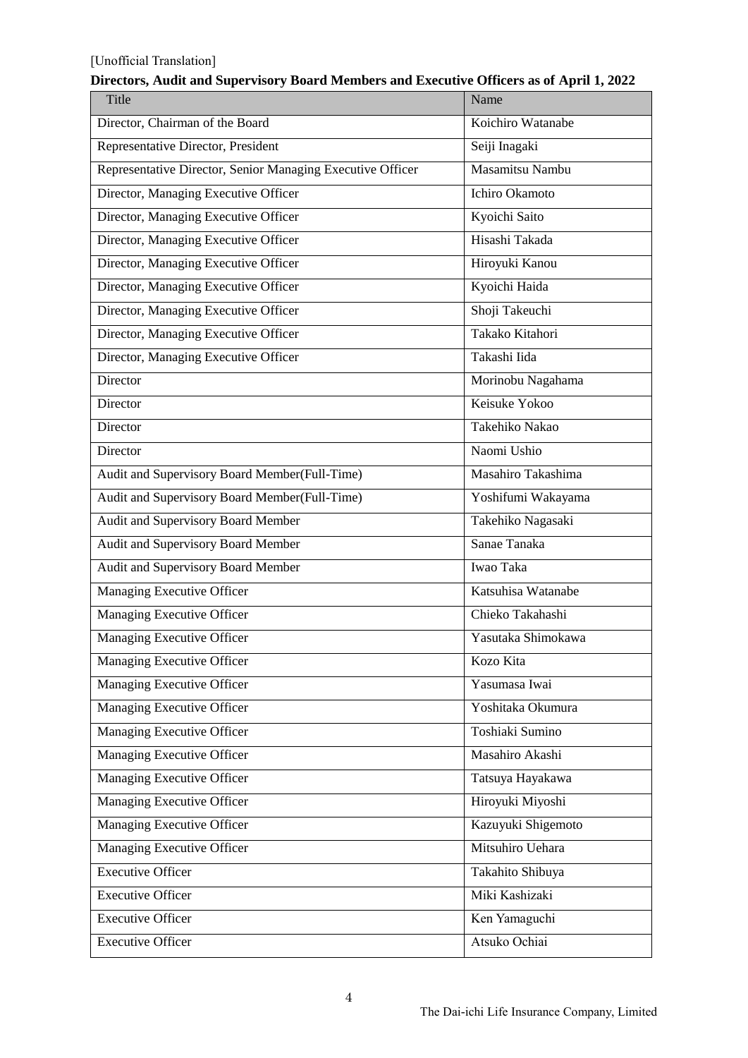[Unofficial Translation]

**Directors, Audit and Supervisory Board Members and Executive Officers as of April 1, 2022**

| Title | Name |
|---|---|
| Director, Chairman of the Board | Koichiro Watanabe |
| Representative Director, President | Seiji Inagaki |
| Representative Director, Senior Managing Executive Officer | Masamitsu Nambu |
| Director, Managing Executive Officer | Ichiro Okamoto |
| Director, Managing Executive Officer | Kyoichi Saito |
| Director, Managing Executive Officer | Hisashi Takada |
| Director, Managing Executive Officer | Hiroyuki Kanou |
| Director, Managing Executive Officer | Kyoichi Haida |
| Director, Managing Executive Officer | Shoji Takeuchi |
| Director, Managing Executive Officer | Takako Kitahori |
| Director, Managing Executive Officer | Takashi Iida |
| Director | Morinobu Nagahama |
| Director | Keisuke Yokoo |
| Director | Takehiko Nakao |
| Director | Naomi Ushio |
| Audit and Supervisory Board Member(Full-Time) | Masahiro Takashima |
| Audit and Supervisory Board Member(Full-Time) | Yoshifumi Wakayama |
| Audit and Supervisory Board Member | Takehiko Nagasaki |
| Audit and Supervisory Board Member | Sanae Tanaka |
| Audit and Supervisory Board Member | Iwao Taka |
| Managing Executive Officer | Katsuhisa Watanabe |
| Managing Executive Officer | Chieko Takahashi |
| Managing Executive Officer | Yasutaka Shimokawa |
| Managing Executive Officer | Kozo Kita |
| Managing Executive Officer | Yasumasa Iwai |
| Managing Executive Officer | Yoshitaka Okumura |
| Managing Executive Officer | Toshiaki Sumino |
| Managing Executive Officer | Masahiro Akashi |
| Managing Executive Officer | Tatsuya Hayakawa |
| Managing Executive Officer | Hiroyuki Miyoshi |
| Managing Executive Officer | Kazuyuki Shigemoto |
| Managing Executive Officer | Mitsuhiro Uehara |
| Executive Officer | Takahito Shibuya |
| Executive Officer | Miki Kashizaki |
| Executive Officer | Ken Yamaguchi |
| Executive Officer | Atsuko Ochiai |

The Dai-ichi Life Insurance Company, Limited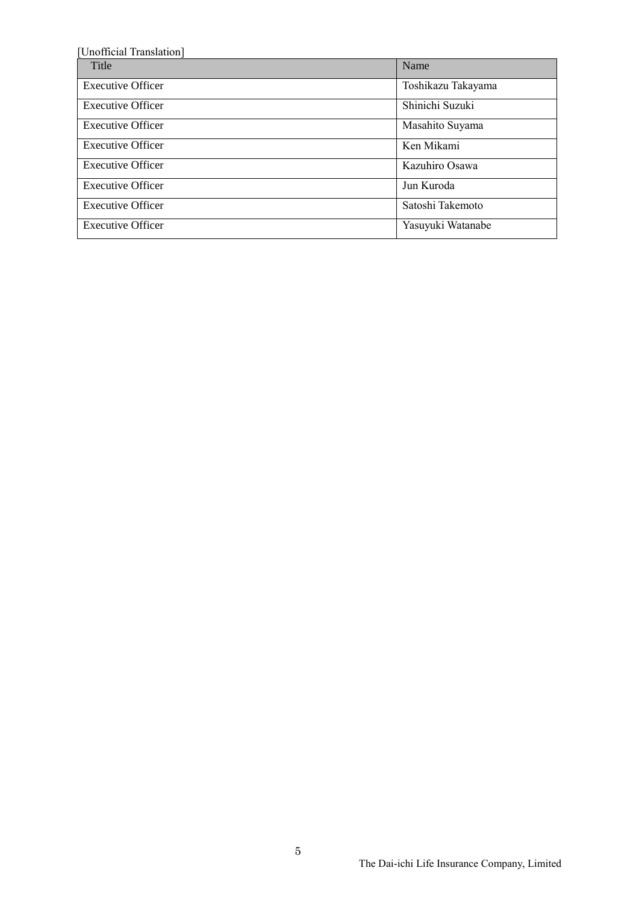[Unofficial Translation]

| Title | Name |
| --- | --- |
| Executive Officer | Toshikazu Takayama |
| Executive Officer | Shinichi Suzuki |
| Executive Officer | Masahito Suyama |
| Executive Officer | Ken Mikami |
| Executive Officer | Kazuhiro Osawa |
| Executive Officer | Jun Kuroda |
| Executive Officer | Satoshi Takemoto |
| Executive Officer | Yasuyuki Watanabe |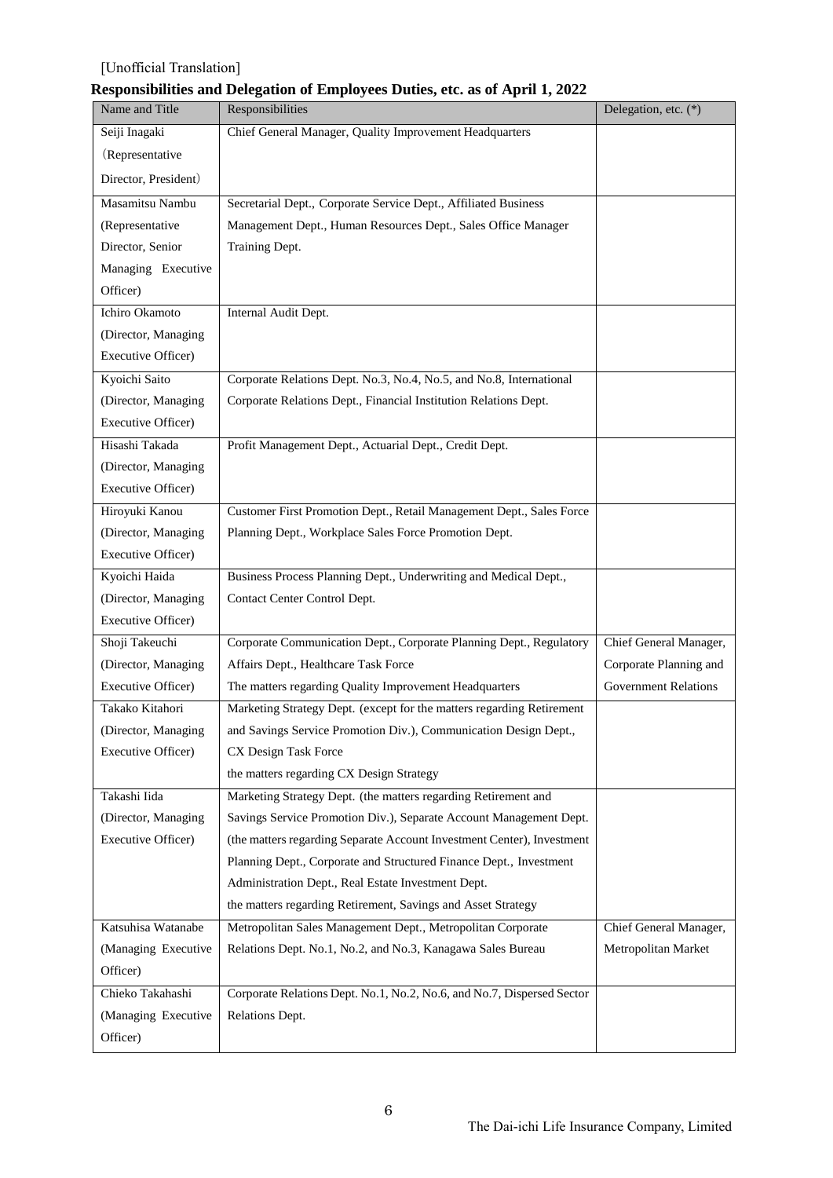[Unofficial Translation]

**Responsibilities and Delegation of Employees Duties, etc. as of April 1, 2022**

| Name and Title | Responsibilities | Delegation, etc. (*) |
|---|---|---|
| Seiji Inagaki (Representative Director, President) | Chief General Manager, Quality Improvement Headquarters | |
| Masamitsu Nambu (Representative Director, Senior Managing Executive Officer) | Secretarial Dept., Corporate Service Dept., Affiliated Business Management Dept., Human Resources Dept., Sales Office Manager Training Dept. | |
| Ichiro Okamoto (Director, Managing Executive Officer) | Internal Audit Dept. | |
| Kyoichi Saito (Director, Managing Executive Officer) | Corporate Relations Dept. No.3, No.4, No.5, and No.8, International Corporate Relations Dept., Financial Institution Relations Dept. | |
| Hisashi Takada (Director, Managing Executive Officer) | Profit Management Dept., Actuarial Dept., Credit Dept. | |
| Hiroyuki Kanou (Director, Managing Executive Officer) | Customer First Promotion Dept., Retail Management Dept., Sales Force Planning Dept., Workplace Sales Force Promotion Dept. | |
| Kyoichi Haida (Director, Managing Executive Officer) | Business Process Planning Dept., Underwriting and Medical Dept., Contact Center Control Dept. | |
| Shoji Takeuchi (Director, Managing Executive Officer) | Corporate Communication Dept., Corporate Planning Dept., Regulatory Affairs Dept., Healthcare Task Force<br>The matters regarding Quality Improvement Headquarters | Chief General Manager, Corporate Planning and Government Relations |
| Takako Kitahori (Director, Managing Executive Officer) | Marketing Strategy Dept. (except for the matters regarding Retirement and Savings Service Promotion Div.), Communication Design Dept., CX Design Task Force<br>the matters regarding CX Design Strategy | |
| Takashi Iida (Director, Managing Executive Officer) | Marketing Strategy Dept. (the matters regarding Retirement and Savings Service Promotion Div.), Separate Account Management Dept. (the matters regarding Separate Account Investment Center), Investment Planning Dept., Corporate and Structured Finance Dept., Investment Administration Dept., Real Estate Investment Dept.<br>the matters regarding Retirement, Savings and Asset Strategy | |
| Katsuhisa Watanabe (Managing Executive Officer) | Metropolitan Sales Management Dept., Metropolitan Corporate Relations Dept. No.1, No.2, and No.3, Kanagawa Sales Bureau | Chief General Manager, Metropolitan Market |
| Chieko Takahashi (Managing Executive Officer) | Corporate Relations Dept. No.1, No.2, No.6, and No.7, Dispersed Sector Relations Dept. | |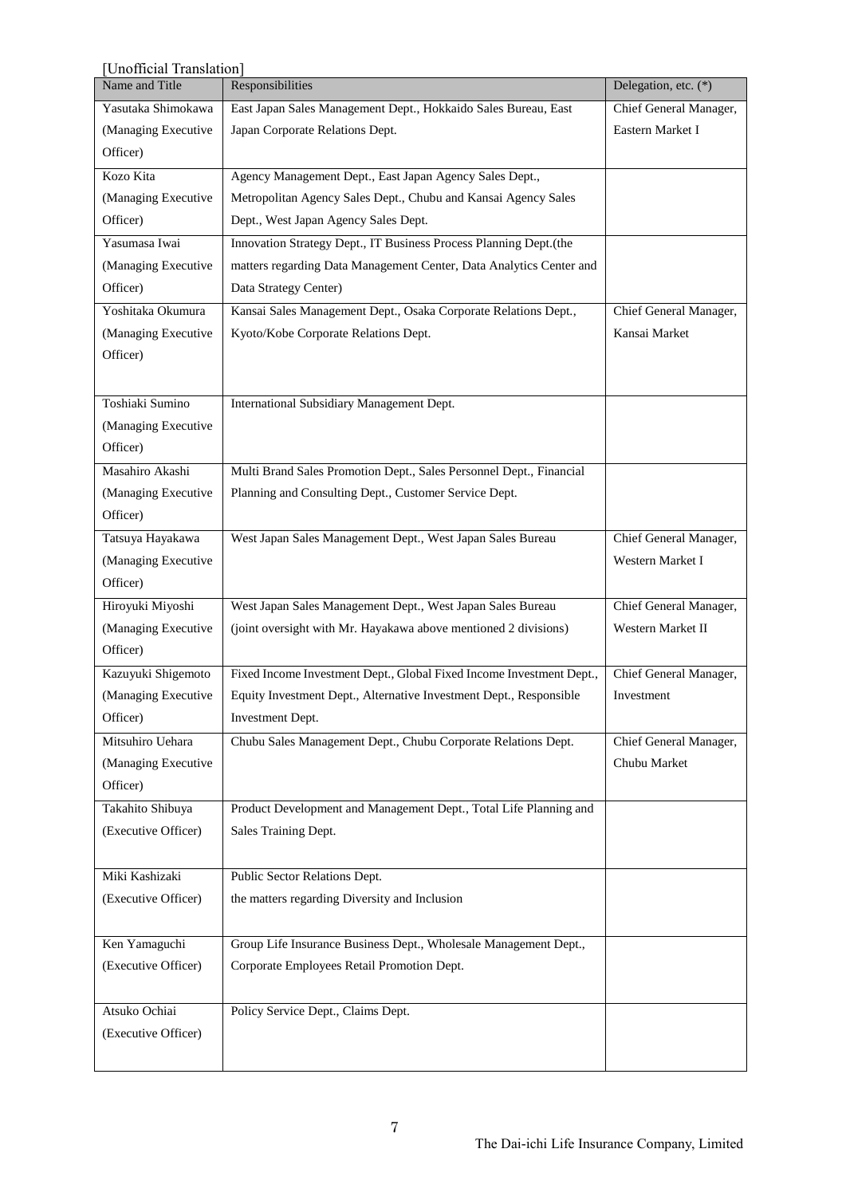[Unofficial Translation]

| Name and Title | Responsibilities | Delegation, etc. (*) |
|---|---|---|
| Yasutaka Shimokawa (Managing Executive Officer) | East Japan Sales Management Dept., Hokkaido Sales Bureau, East Japan Corporate Relations Dept. | Chief General Manager, Eastern Market I |
| Kozo Kita (Managing Executive Officer) | Agency Management Dept., East Japan Agency Sales Dept., Metropolitan Agency Sales Dept., Chubu and Kansai Agency Sales Dept., West Japan Agency Sales Dept. | |
| Yasumasa Iwai (Managing Executive Officer) | Innovation Strategy Dept., IT Business Process Planning Dept.(the matters regarding Data Management Center, Data Analytics Center and Data Strategy Center) | |
| Yoshitaka Okumura (Managing Executive Officer) | Kansai Sales Management Dept., Osaka Corporate Relations Dept., Kyoto/Kobe Corporate Relations Dept. | Chief General Manager, Kansai Market |
| Toshiaki Sumino (Managing Executive Officer) | International Subsidiary Management Dept. | |
| Masahiro Akashi (Managing Executive Officer) | Multi Brand Sales Promotion Dept., Sales Personnel Dept., Financial Planning and Consulting Dept., Customer Service Dept. | |
| Tatsuya Hayakawa (Managing Executive Officer) | West Japan Sales Management Dept., West Japan Sales Bureau | Chief General Manager, Western Market I |
| Hiroyuki Miyoshi (Managing Executive Officer) | West Japan Sales Management Dept., West Japan Sales Bureau (joint oversight with Mr. Hayakawa above mentioned 2 divisions) | Chief General Manager, Western Market II |
| Kazuyuki Shigemoto (Managing Executive Officer) | Fixed Income Investment Dept., Global Fixed Income Investment Dept., Equity Investment Dept., Alternative Investment Dept., Responsible Investment Dept. | Chief General Manager, Investment |
| Mitsuhiro Uehara (Managing Executive Officer) | Chubu Sales Management Dept., Chubu Corporate Relations Dept. | Chief General Manager, Chubu Market |
| Takahito Shibuya (Executive Officer) | Product Development and Management Dept., Total Life Planning and Sales Training Dept. | |
| Miki Kashizaki (Executive Officer) | Public Sector Relations Dept. the matters regarding Diversity and Inclusion | |
| Ken Yamaguchi (Executive Officer) | Group Life Insurance Business Dept., Wholesale Management Dept., Corporate Employees Retail Promotion Dept. | |
| Atsuko Ochiai (Executive Officer) | Policy Service Dept., Claims Dept. | |

The Dai-ichi Life Insurance Company, Limited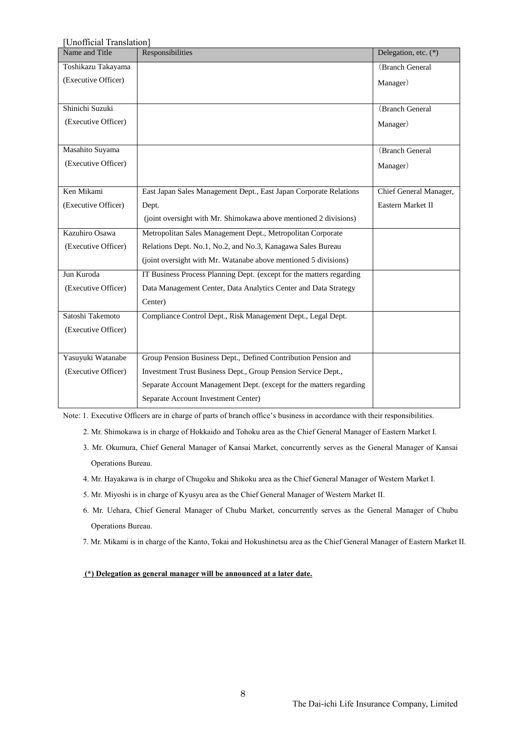[Unofficial Translation]

| Name and Title | Responsibilities | Delegation, etc. (*) |
|---|---|---|
| Toshikazu Takayama (Executive Officer) | | (Branch General Manager) |
| Shinichi Suzuki (Executive Officer) | | (Branch General Manager) |
| Masahito Suyama (Executive Officer) | | (Branch General Manager) |
| Ken Mikami (Executive Officer) | East Japan Sales Management Dept., East Japan Corporate Relations Dept. (joint oversight with Mr. Shimokawa above mentioned 2 divisions) | Chief General Manager, Eastern Market II |
| Kazuhiro Osawa (Executive Officer) | Metropolitan Sales Management Dept., Metropolitan Corporate Relations Dept. No.1, No.2, and No.3, Kanagawa Sales Bureau (joint oversight with Mr. Watanabe above mentioned 5 divisions) | |
| Jun Kuroda (Executive Officer) | IT Business Process Planning Dept. (except for the matters regarding Data Management Center, Data Analytics Center and Data Strategy Center) | |
| Satoshi Takemoto (Executive Officer) | Compliance Control Dept., Risk Management Dept., Legal Dept. | |
| Yasuyuki Watanabe (Executive Officer) | Group Pension Business Dept., Defined Contribution Pension and Investment Trust Business Dept., Group Pension Service Dept., Separate Account Management Dept. (except for the matters regarding Separate Account Investment Center) | |

Note: 1. Executive Officers are in charge of parts of branch office's business in accordance with their responsibilities.

2. Mr. Shimokawa is in charge of Hokkaido and Tohoku area as the Chief General Manager of Eastern Market I.

3. Mr. Okumura, Chief General Manager of Kansai Market, concurrently serves as the General Manager of Kansai Operations Bureau.

4. Mr. Hayakawa is in charge of Chugoku and Shikoku area as the Chief General Manager of Western Market I.

5. Mr. Miyoshi is in charge of Kyusyu area as the Chief General Manager of Western Market II.

6. Mr. Uehara, Chief General Manager of Chubu Market, concurrently serves as the General Manager of Chubu Operations Bureau.

7. Mr. Mikami is in charge of the Kanto, Tokai and Hokushinetsu area as the Chief General Manager of Eastern Market II.

**(*) Delegation as general manager will be announced at a later date.**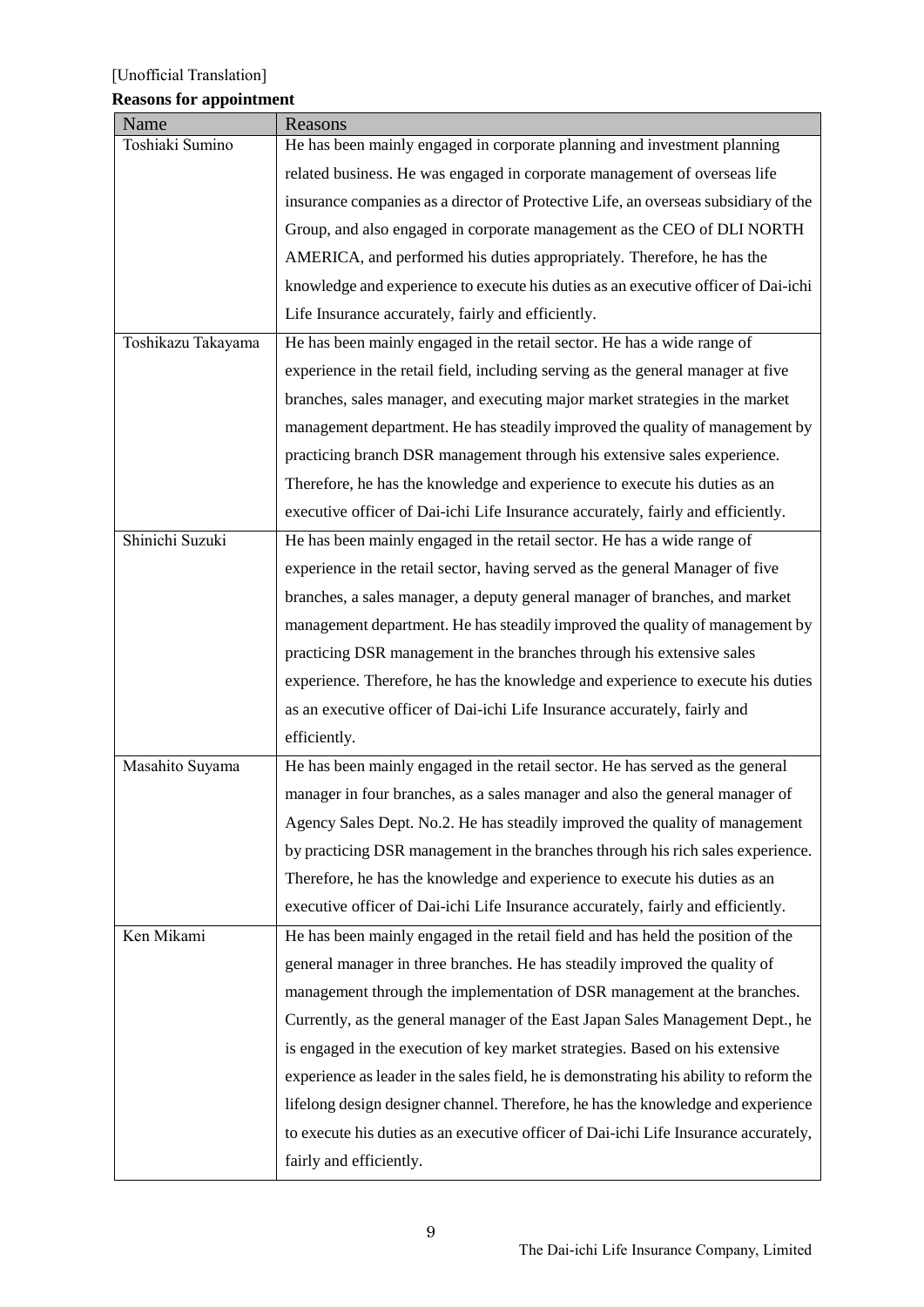[Unofficial Translation]

**Reasons for appointment**

| Name | Reasons |
|---|---|
| Toshiaki Sumino | He has been mainly engaged in corporate planning and investment planning related business. He was engaged in corporate management of overseas life insurance companies as a director of Protective Life, an overseas subsidiary of the Group, and also engaged in corporate management as the CEO of DLI NORTH AMERICA, and performed his duties appropriately. Therefore, he has the knowledge and experience to execute his duties as an executive officer of Dai-ichi Life Insurance accurately, fairly and efficiently. |
| Toshikazu Takayama | He has been mainly engaged in the retail sector. He has a wide range of experience in the retail field, including serving as the general manager at five branches, sales manager, and executing major market strategies in the market management department. He has steadily improved the quality of management by practicing branch DSR management through his extensive sales experience. Therefore, he has the knowledge and experience to execute his duties as an executive officer of Dai-ichi Life Insurance accurately, fairly and efficiently. |
| Shinichi Suzuki | He has been mainly engaged in the retail sector. He has a wide range of experience in the retail sector, having served as the general Manager of five branches, a sales manager, a deputy general manager of branches, and market management department. He has steadily improved the quality of management by practicing DSR management in the branches through his extensive sales experience. Therefore, he has the knowledge and experience to execute his duties as an executive officer of Dai-ichi Life Insurance accurately, fairly and efficiently. |
| Masahito Suyama | He has been mainly engaged in the retail sector. He has served as the general manager in four branches, as a sales manager and also the general manager of Agency Sales Dept. No.2. He has steadily improved the quality of management by practicing DSR management in the branches through his rich sales experience. Therefore, he has the knowledge and experience to execute his duties as an executive officer of Dai-ichi Life Insurance accurately, fairly and efficiently. |
| Ken Mikami | He has been mainly engaged in the retail field and has held the position of the general manager in three branches. He has steadily improved the quality of management through the implementation of DSR management at the branches. Currently, as the general manager of the East Japan Sales Management Dept., he is engaged in the execution of key market strategies. Based on his extensive experience as leader in the sales field, he is demonstrating his ability to reform the lifelong design designer channel. Therefore, he has the knowledge and experience to execute his duties as an executive officer of Dai-ichi Life Insurance accurately, fairly and efficiently. |

The Dai-ichi Life Insurance Company, Limited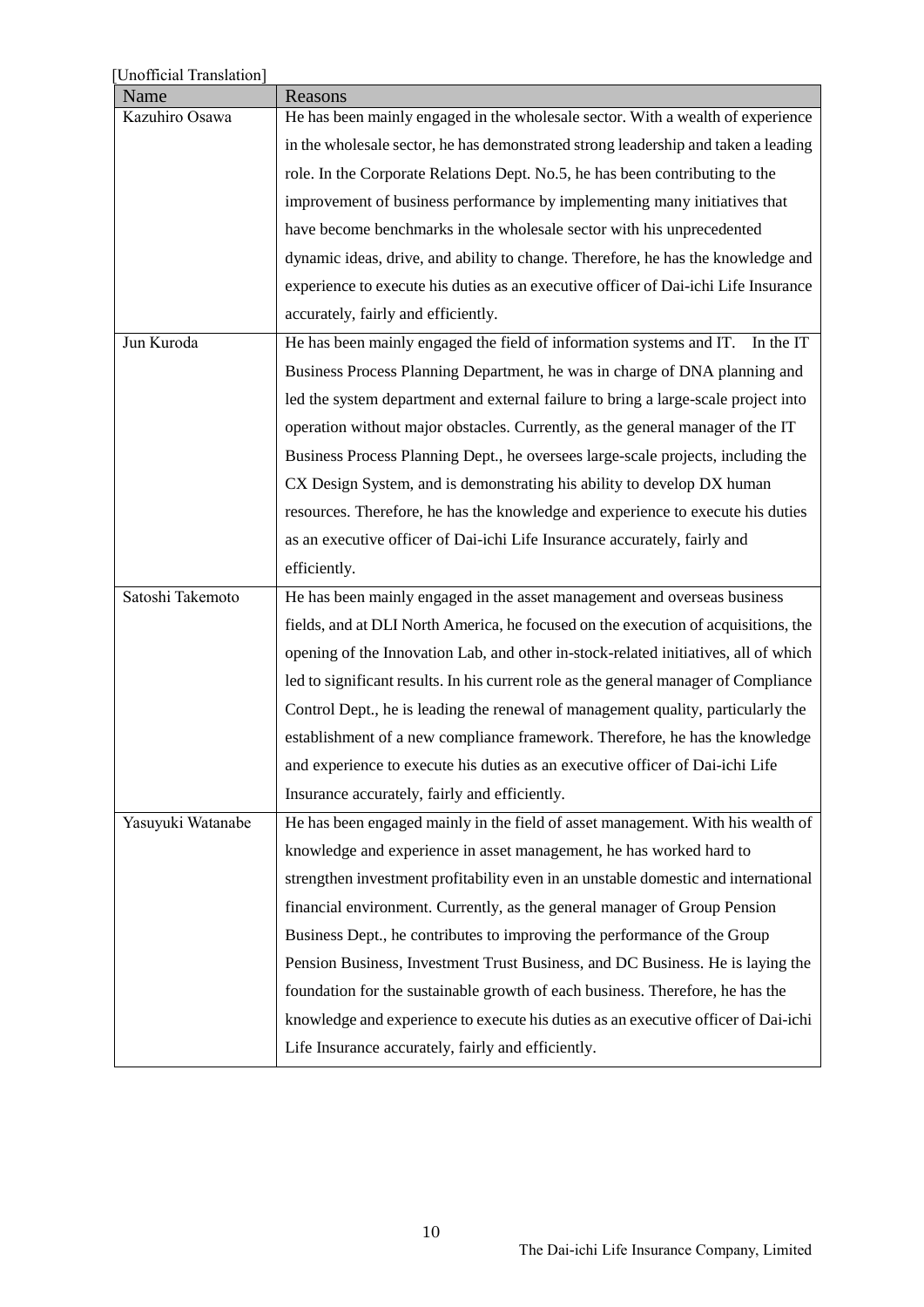[Unofficial Translation]

| Name | Reasons |
|---|---|
| Kazuhiro Osawa | He has been mainly engaged in the wholesale sector. With a wealth of experience in the wholesale sector, he has demonstrated strong leadership and taken a leading role. In the Corporate Relations Dept. No.5, he has been contributing to the improvement of business performance by implementing many initiatives that have become benchmarks in the wholesale sector with his unprecedented dynamic ideas, drive, and ability to change. Therefore, he has the knowledge and experience to execute his duties as an executive officer of Dai-ichi Life Insurance accurately, fairly and efficiently. |
| Jun Kuroda | He has been mainly engaged the field of information systems and IT. In the IT Business Process Planning Department, he was in charge of DNA planning and led the system department and external failure to bring a large-scale project into operation without major obstacles. Currently, as the general manager of the IT Business Process Planning Dept., he oversees large-scale projects, including the CX Design System, and is demonstrating his ability to develop DX human resources. Therefore, he has the knowledge and experience to execute his duties as an executive officer of Dai-ichi Life Insurance accurately, fairly and efficiently. |
| Satoshi Takemoto | He has been mainly engaged in the asset management and overseas business fields, and at DLI North America, he focused on the execution of acquisitions, the opening of the Innovation Lab, and other in-stock-related initiatives, all of which led to significant results. In his current role as the general manager of Compliance Control Dept., he is leading the renewal of management quality, particularly the establishment of a new compliance framework. Therefore, he has the knowledge and experience to execute his duties as an executive officer of Dai-ichi Life Insurance accurately, fairly and efficiently. |
| Yasuyuki Watanabe | He has been engaged mainly in the field of asset management. With his wealth of knowledge and experience in asset management, he has worked hard to strengthen investment profitability even in an unstable domestic and international financial environment. Currently, as the general manager of Group Pension Business Dept., he contributes to improving the performance of the Group Pension Business, Investment Trust Business, and DC Business. He is laying the foundation for the sustainable growth of each business. Therefore, he has the knowledge and experience to execute his duties as an executive officer of Dai-ichi Life Insurance accurately, fairly and efficiently. |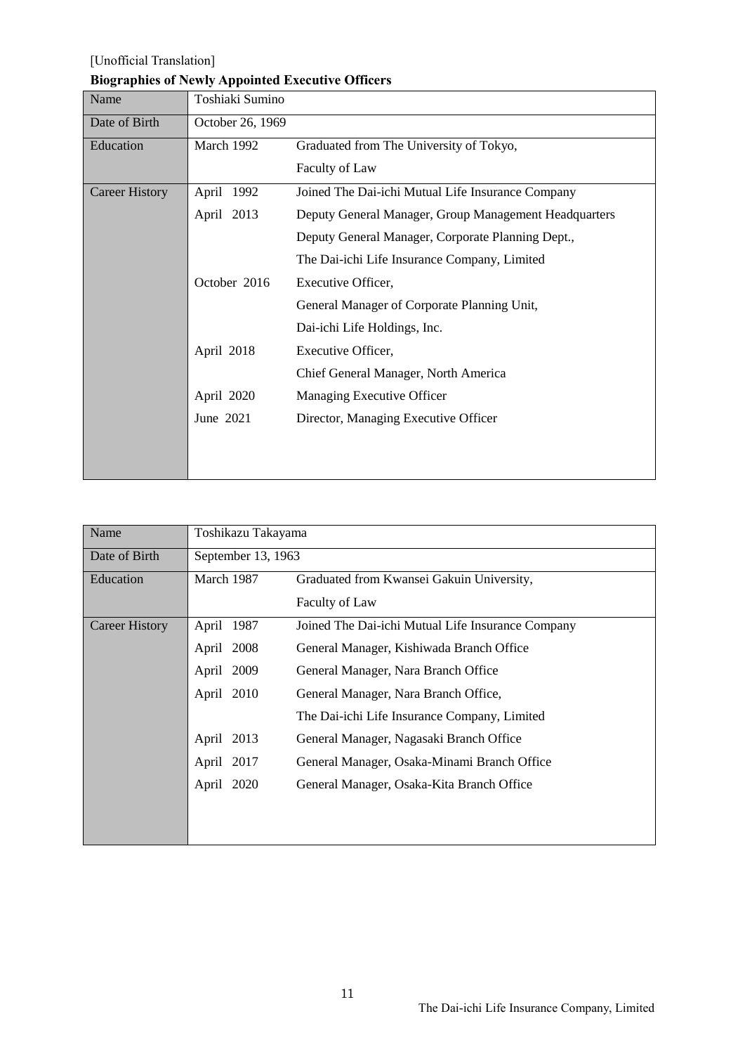[Unofficial Translation]

**Biographies of Newly Appointed Executive Officers**

| Name | Toshiaki Sumino | |
|---|---|---|
| Date of Birth | October 26, 1969 | |
| Education | March 1992 | Graduated from The University of Tokyo, Faculty of Law |
| Career History | April 1992 | Joined The Dai-ichi Mutual Life Insurance Company |
| | April 2013 | Deputy General Manager, Group Management Headquarters<br>Deputy General Manager, Corporate Planning Dept., The Dai-ichi Life Insurance Company, Limited |
| | October 2016 | Executive Officer, General Manager of Corporate Planning Unit, Dai-ichi Life Holdings, Inc. |
| | April 2018 | Executive Officer, Chief General Manager, North America |
| | April 2020 | Managing Executive Officer |
| | June 2021 | Director, Managing Executive Officer |

| Name | Toshikazu Takayama | |
|---|---|---|
| Date of Birth | September 13, 1963 | |
| Education | March 1987 | Graduated from Kwansei Gakuin University, Faculty of Law |
| Career History | April 1987 | Joined The Dai-ichi Mutual Life Insurance Company |
| | April 2008 | General Manager, Kishiwada Branch Office |
| | April 2009 | General Manager, Nara Branch Office |
| | April 2010 | General Manager, Nara Branch Office, The Dai-ichi Life Insurance Company, Limited |
| | April 2013 | General Manager, Nagasaki Branch Office |
| | April 2017 | General Manager, Osaka-Minami Branch Office |
| | April 2020 | General Manager, Osaka-Kita Branch Office |

The Dai-ichi Life Insurance Company, Limited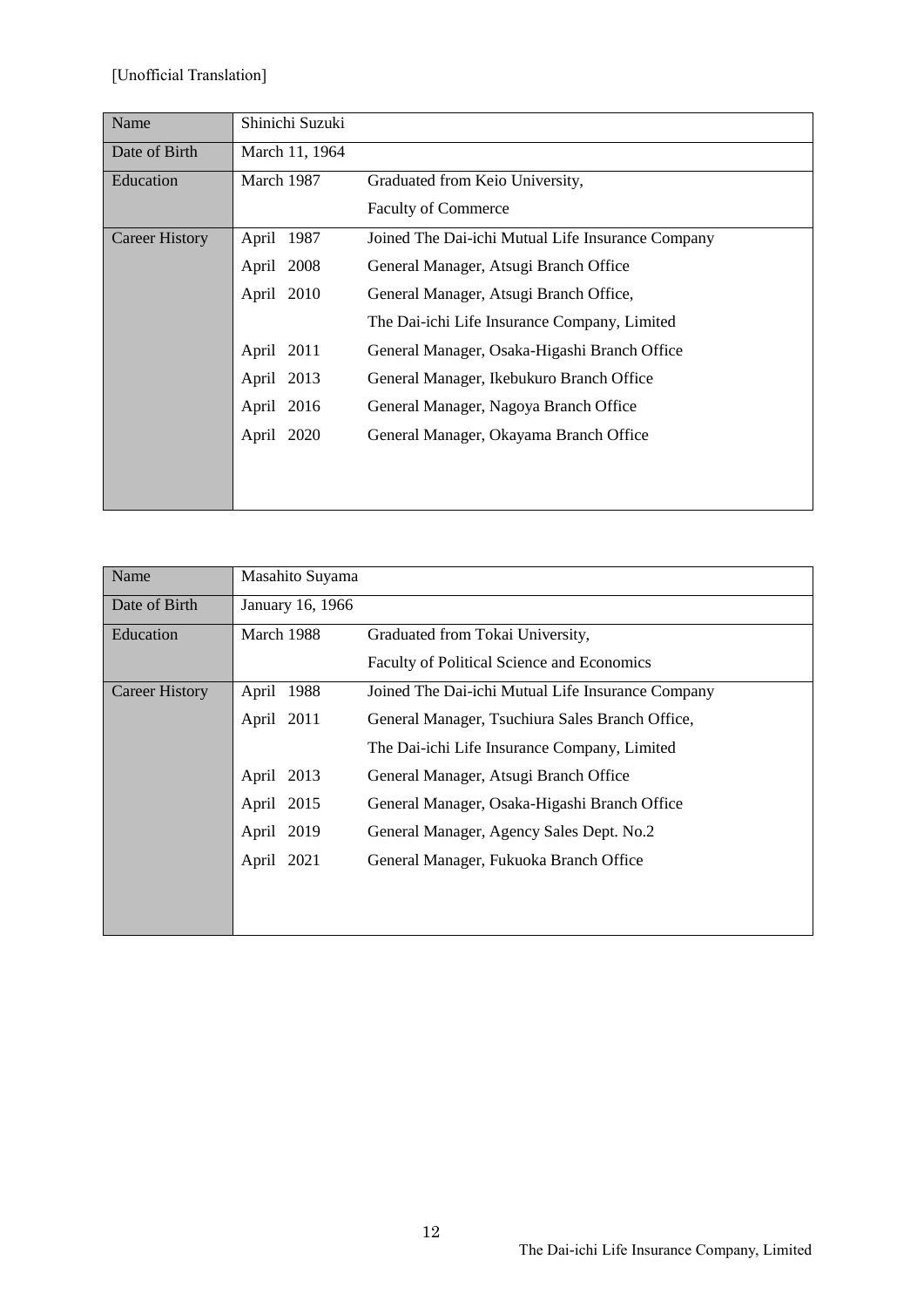[Unofficial Translation]

| Name | Shinichi Suzuki | |
|---|---|---|
| Date of Birth | March 11, 1964 | |
| Education | March 1987 | Graduated from Keio University, Faculty of Commerce |
| Career History | April 1987 | Joined The Dai-ichi Mutual Life Insurance Company |
| | April 2008 | General Manager, Atsugi Branch Office |
| | April 2010 | General Manager, Atsugi Branch Office, The Dai-ichi Life Insurance Company, Limited |
| | April 2011 | General Manager, Osaka-Higashi Branch Office |
| | April 2013 | General Manager, Ikebukuro Branch Office |
| | April 2016 | General Manager, Nagoya Branch Office |
| | April 2020 | General Manager, Okayama Branch Office |

| Name | Masahito Suyama | |
|---|---|---|
| Date of Birth | January 16, 1966 | |
| Education | March 1988 | Graduated from Tokai University, Faculty of Political Science and Economics |
| Career History | April 1988 | Joined The Dai-ichi Mutual Life Insurance Company |
| | April 2011 | General Manager, Tsuchiura Sales Branch Office, The Dai-ichi Life Insurance Company, Limited |
| | April 2013 | General Manager, Atsugi Branch Office |
| | April 2015 | General Manager, Osaka-Higashi Branch Office |
| | April 2019 | General Manager, Agency Sales Dept. No.2 |
| | April 2021 | General Manager, Fukuoka Branch Office |

The Dai-ichi Life Insurance Company, Limited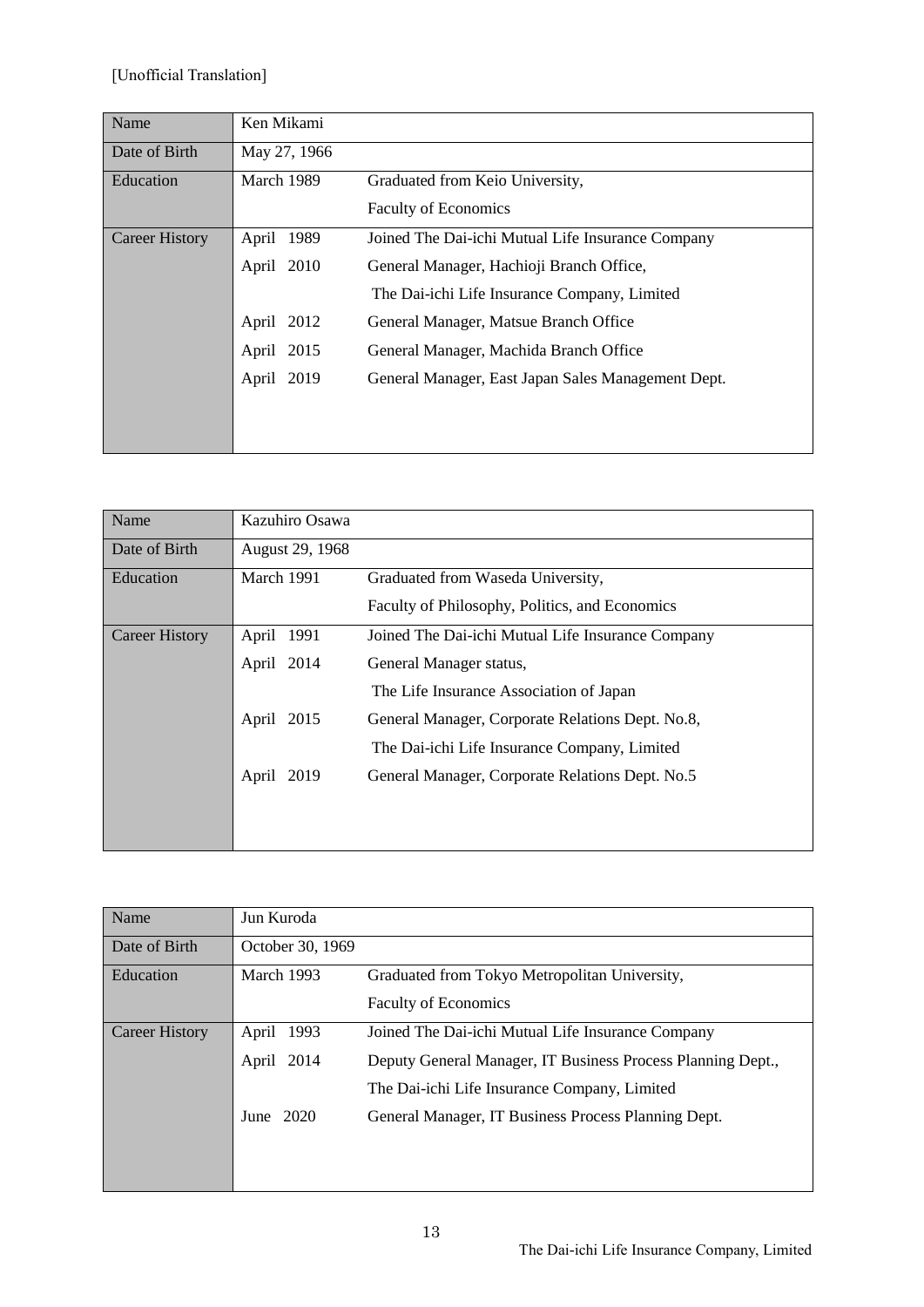[Unofficial Translation]

| Name | Ken Mikami | |
|---|---|---|
| Date of Birth | May 27, 1966 | |
| Education | March 1989 | Graduated from Keio University, Faculty of Economics |
| Career History | April 1989 | Joined The Dai-ichi Mutual Life Insurance Company |
| | April 2010 | General Manager, Hachioji Branch Office, The Dai-ichi Life Insurance Company, Limited |
| | April 2012 | General Manager, Matsue Branch Office |
| | April 2015 | General Manager, Machida Branch Office |
| | April 2019 | General Manager, East Japan Sales Management Dept. |

| Name | Kazuhiro Osawa | |
|---|---|---|
| Date of Birth | August 29, 1968 | |
| Education | March 1991 | Graduated from Waseda University, Faculty of Philosophy, Politics, and Economics |
| Career History | April 1991 | Joined The Dai-ichi Mutual Life Insurance Company |
| | April 2014 | General Manager status, The Life Insurance Association of Japan |
| | April 2015 | General Manager, Corporate Relations Dept. No.8, The Dai-ichi Life Insurance Company, Limited |
| | April 2019 | General Manager, Corporate Relations Dept. No.5 |

| Name | Jun Kuroda | |
|---|---|---|
| Date of Birth | October 30, 1969 | |
| Education | March 1993 | Graduated from Tokyo Metropolitan University, Faculty of Economics |
| Career History | April 1993 | Joined The Dai-ichi Mutual Life Insurance Company |
| | April 2014 | Deputy General Manager, IT Business Process Planning Dept., The Dai-ichi Life Insurance Company, Limited |
| | June 2020 | General Manager, IT Business Process Planning Dept. |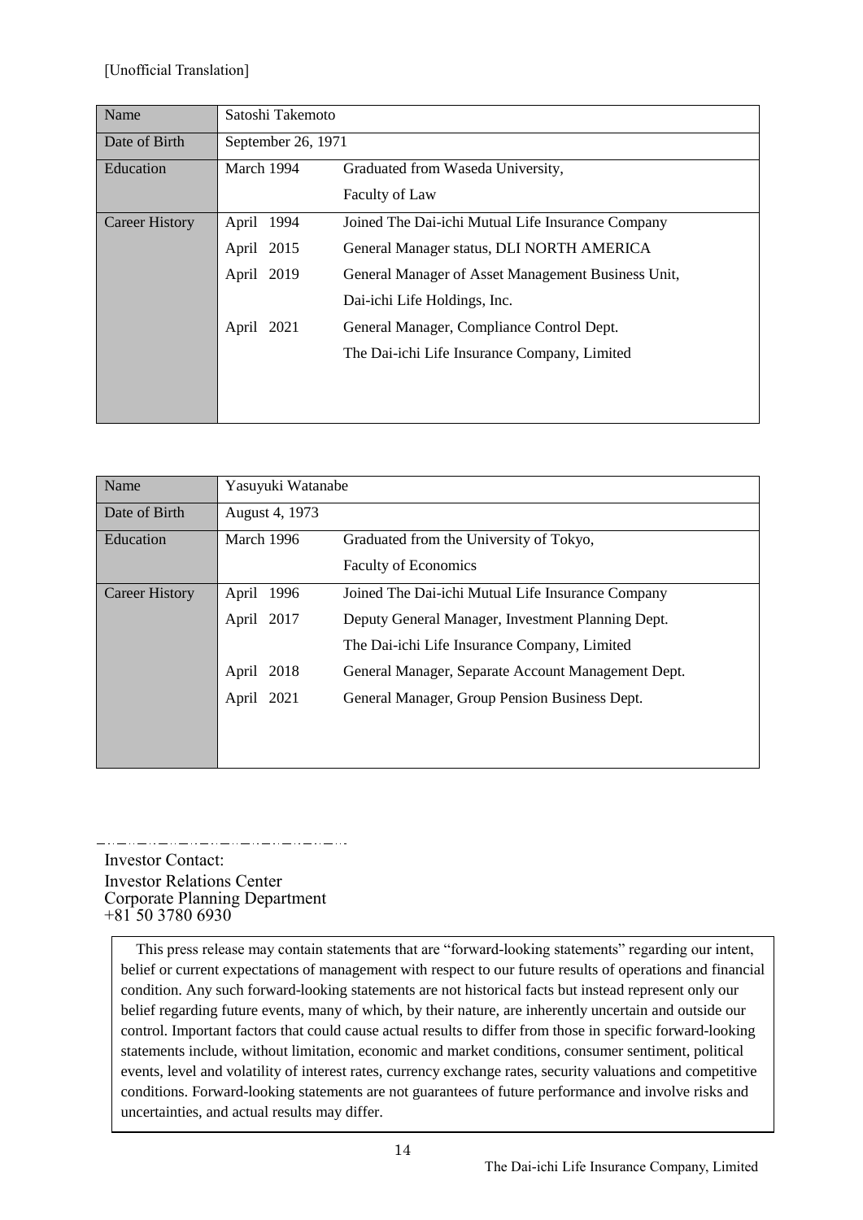[Unofficial Translation]

| | | |
|---|---|---|
| Name | Satoshi Takemoto | |
| Date of Birth | September 26, 1971 | |
| Education | March 1994 | Graduated from Waseda University, Faculty of Law |
| Career History | April 1994 | Joined The Dai-ichi Mutual Life Insurance Company |
| | April 2015 | General Manager status, DLI NORTH AMERICA |
| | April 2019 | General Manager of Asset Management Business Unit, Dai-ichi Life Holdings, Inc. |
| | April 2021 | General Manager, Compliance Control Dept. The Dai-ichi Life Insurance Company, Limited |

| | | |
|---|---|---|
| Name | Yasuyuki Watanabe | |
| Date of Birth | August 4, 1973 | |
| Education | March 1996 | Graduated from the University of Tokyo, Faculty of Economics |
| Career History | April 1996 | Joined The Dai-ichi Mutual Life Insurance Company |
| | April 2017 | Deputy General Manager, Investment Planning Dept. The Dai-ichi Life Insurance Company, Limited |
| | April 2018 | General Manager, Separate Account Management Dept. |
| | April 2021 | General Manager, Group Pension Business Dept. |

Investor Contact:
Investor Relations Center
Corporate Planning Department
+81 50 3780 6930

This press release may contain statements that are "forward-looking statements" regarding our intent, belief or current expectations of management with respect to our future results of operations and financial condition. Any such forward-looking statements are not historical facts but instead represent only our belief regarding future events, many of which, by their nature, are inherently uncertain and outside our control. Important factors that could cause actual results to differ from those in specific forward-looking statements include, without limitation, economic and market conditions, consumer sentiment, political events, level and volatility of interest rates, currency exchange rates, security valuations and competitive conditions. Forward-looking statements are not guarantees of future performance and involve risks and uncertainties, and actual results may differ.